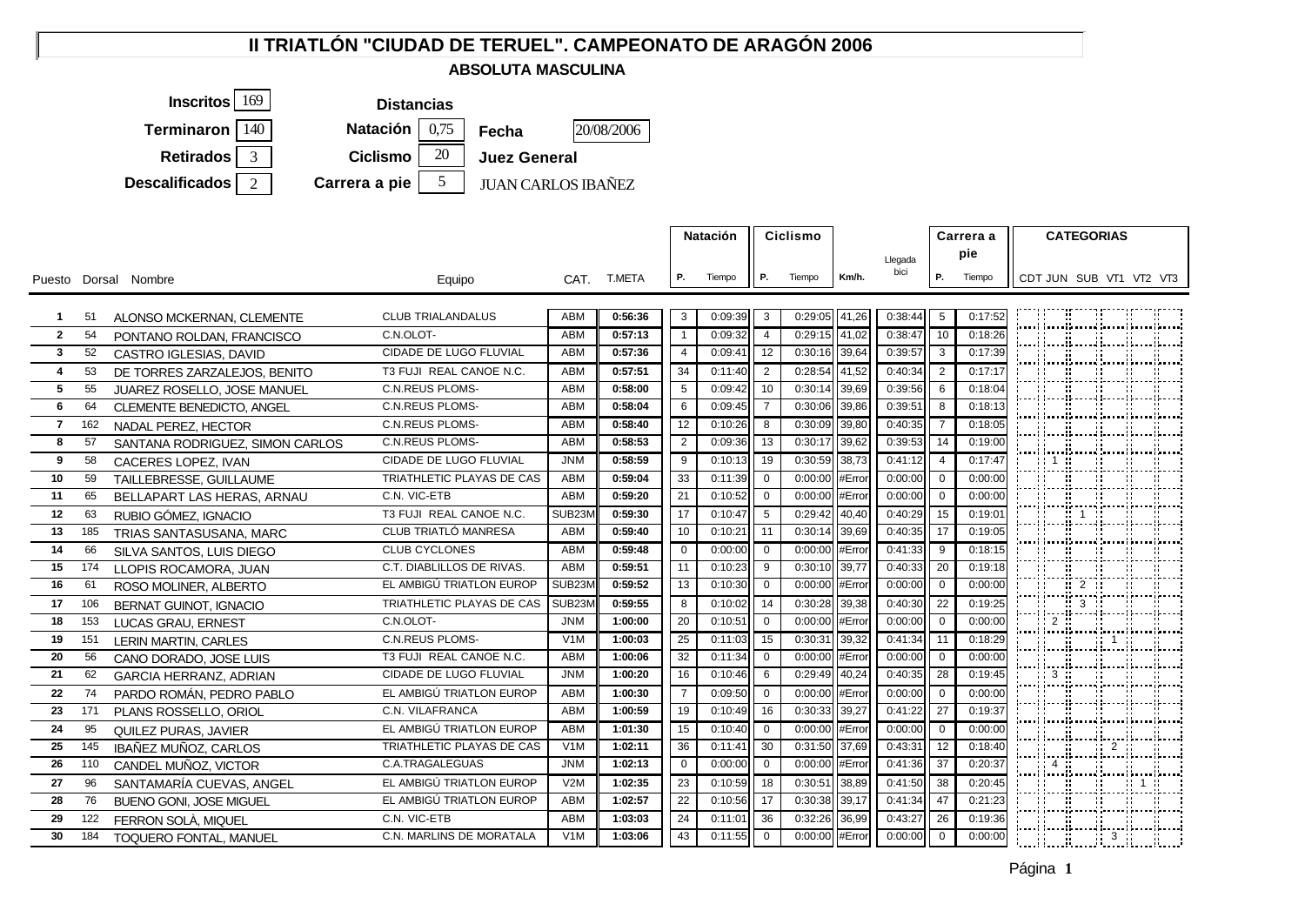# II TRIATLÓN "CIUDAD DE TERUEL". CAMPEONATO DE ARAGÓN 2006

## ABSOLUTA MASCULINA

**Inscritos** 169

**Terminaron** 140

**Retirados** 3

**Descalificados** 2

**Distancias**

**Natación** 0,75

**Ciclismo** 20

**Carrera a pie** 5

**Fecha** 20/08/2006

**Juez General** JUAN CARLOS IBAÑEZ

| | | | | | | Natación | | Ciclismo | | | | Carrera a pie | | CATEGORIAS | | | | | |
|---|---|---|---|---|---|---|---|---|---|---|---|---|---|---|---|---|---|---|---|
| Puesto | Dorsal | Nombre | Equipo | CAT. | T.META | P. | Tiempo | P. | Tiempo | Km/h. | Llegada bici | P. | Tiempo | CDT | JUN | SUB | VT1 | VT2 | VT3 |
| 1 | 51 | ALONSO MCKERNAN, CLEMENTE | CLUB TRIALANDALUS | ABM | 0:56:36 | 3 | 0:09:39 | 3 | 0:29:05 | 41,26 | 0:38:44 | 5 | 0:17:52 | | | | | | |
| 2 | 54 | PONTANO ROLDAN, FRANCISCO | C.N.OLOT- | ABM | 0:57:13 | 1 | 0:09:32 | 4 | 0:29:15 | 41,02 | 0:38:47 | 10 | 0:18:26 | | | | | | |
| 3 | 52 | CASTRO IGLESIAS, DAVID | CIDADE DE LUGO FLUVIAL | ABM | 0:57:36 | 4 | 0:09:41 | 12 | 0:30:16 | 39,64 | 0:39:57 | 3 | 0:17:39 | | | | | | |
| 4 | 53 | DE TORRES ZARZALEJOS, BENITO | T3 FUJI REAL CANOE N.C. | ABM | 0:57:51 | 34 | 0:11:40 | 2 | 0:28:54 | 41,52 | 0:40:34 | 2 | 0:17:17 | | | | | | |
| 5 | 55 | JUAREZ ROSELLO, JOSE MANUEL | C.N.REUS PLOMS- | ABM | 0:58:00 | 5 | 0:09:42 | 10 | 0:30:14 | 39,69 | 0:39:56 | 6 | 0:18:04 | | | | | | |
| 6 | 64 | CLEMENTE BENEDICTO, ANGEL | C.N.REUS PLOMS- | ABM | 0:58:04 | 6 | 0:09:45 | 7 | 0:30:06 | 39,86 | 0:39:51 | 8 | 0:18:13 | | | | | | |
| 7 | 162 | NADAL PEREZ, HECTOR | C.N.REUS PLOMS- | ABM | 0:58:40 | 12 | 0:10:26 | 8 | 0:30:09 | 39,80 | 0:40:35 | 7 | 0:18:05 | | | | | | |
| 8 | 57 | SANTANA RODRIGUEZ, SIMON CARLOS | C.N.REUS PLOMS- | ABM | 0:58:53 | 2 | 0:09:36 | 13 | 0:30:17 | 39,62 | 0:39:53 | 14 | 0:19:00 | | | | | | |
| 9 | 58 | CACERES LOPEZ, IVAN | CIDADE DE LUGO FLUVIAL | JNM | 0:58:59 | 9 | 0:10:13 | 19 | 0:30:59 | 38,73 | 0:41:12 | 4 | 0:17:47 | | 1 | | | | |
| 10 | 59 | TAILLEBRESSE, GUILLAUME | TRIATHLETIC PLAYAS DE CAS | ABM | 0:59:04 | 33 | 0:11:39 | 0 | 0:00:00 | #Error | 0:00:00 | 0 | 0:00:00 | | | | | | |
| 11 | 65 | BELLAPART LAS HERAS, ARNAU | C.N. VIC-ETB | ABM | 0:59:20 | 21 | 0:10:52 | 0 | 0:00:00 | #Error | 0:00:00 | 0 | 0:00:00 | | | | | | |
| 12 | 63 | RUBIO GÓMEZ, IGNACIO | T3 FUJI REAL CANOE N.C. | SUB23M | 0:59:30 | 17 | 0:10:47 | 5 | 0:29:42 | 40,40 | 0:40:29 | 15 | 0:19:01 | | | 1 | | | |
| 13 | 185 | TRIAS SANTASUSANA, MARC | CLUB TRIATLÓ MANRESA | ABM | 0:59:40 | 10 | 0:10:21 | 11 | 0:30:14 | 39,69 | 0:40:35 | 17 | 0:19:05 | | | | | | |
| 14 | 66 | SILVA SANTOS, LUIS DIEGO | CLUB CYCLONES | ABM | 0:59:48 | 0 | 0:00:00 | 0 | 0:00:00 | #Error | 0:41:33 | 9 | 0:18:15 | | | | | | |
| 15 | 174 | LLOPIS ROCAMORA, JUAN | C.T. DIABLILLOS DE RIVAS. | ABM | 0:59:51 | 11 | 0:10:23 | 9 | 0:30:10 | 39,77 | 0:40:33 | 20 | 0:19:18 | | | | | | |
| 16 | 61 | ROSO MOLINER, ALBERTO | EL AMBIGÚ TRIATLON EUROP | SUB23M | 0:59:52 | 13 | 0:10:30 | 0 | 0:00:00 | #Error | 0:00:00 | 0 | 0:00:00 | | | 2 | | | |
| 17 | 106 | BERNAT GUINOT, IGNACIO | TRIATHLETIC PLAYAS DE CAS | SUB23M | 0:59:55 | 8 | 0:10:02 | 14 | 0:30:28 | 39,38 | 0:40:30 | 22 | 0:19:25 | | | 3 | | | |
| 18 | 153 | LUCAS GRAU, ERNEST | C.N.OLOT- | JNM | 1:00:00 | 20 | 0:10:51 | 0 | 0:00:00 | #Error | 0:00:00 | 0 | 0:00:00 | | 2 | | | | |
| 19 | 151 | LERIN MARTIN, CARLES | C.N.REUS PLOMS- | V1M | 1:00:03 | 25 | 0:11:03 | 15 | 0:30:31 | 39,32 | 0:41:34 | 11 | 0:18:29 | | | | 1 | | |
| 20 | 56 | CANO DORADO, JOSE LUIS | T3 FUJI REAL CANOE N.C. | ABM | 1:00:06 | 32 | 0:11:34 | 0 | 0:00:00 | #Error | 0:00:00 | 0 | 0:00:00 | | | | | | |
| 21 | 62 | GARCIA HERRANZ, ADRIAN | CIDADE DE LUGO FLUVIAL | JNM | 1:00:20 | 16 | 0:10:46 | 6 | 0:29:49 | 40,24 | 0:40:35 | 28 | 0:19:45 | | 3 | | | | |
| 22 | 74 | PARDO ROMÁN, PEDRO PABLO | EL AMBIGÚ TRIATLON EUROP | ABM | 1:00:30 | 7 | 0:09:50 | 0 | 0:00:00 | #Error | 0:00:00 | 0 | 0:00:00 | | | | | | |
| 23 | 171 | PLANS ROSSELLO, ORIOL | C.N. VILAFRANCA | ABM | 1:00:59 | 19 | 0:10:49 | 16 | 0:30:33 | 39,27 | 0:41:22 | 27 | 0:19:37 | | | | | | |
| 24 | 95 | QUILEZ PURAS, JAVIER | EL AMBIGÚ TRIATLON EUROP | ABM | 1:01:30 | 15 | 0:10:40 | 0 | 0:00:00 | #Error | 0:00:00 | 0 | 0:00:00 | | | | | | |
| 25 | 145 | IBAÑEZ MUÑOZ, CARLOS | TRIATHLETIC PLAYAS DE CAS | V1M | 1:02:11 | 36 | 0:11:41 | 30 | 0:31:50 | 37,69 | 0:43:31 | 12 | 0:18:40 | | | | 2 | | |
| 26 | 110 | CANDEL MUÑOZ, VICTOR | C.A.TRAGALEGUAS | JNM | 1:02:13 | 0 | 0:00:00 | 0 | 0:00:00 | #Error | 0:41:36 | 37 | 0:20:37 | | 4 | | | | |
| 27 | 96 | SANTAMARÍA CUEVAS, ANGEL | EL AMBIGÚ TRIATLON EUROP | V2M | 1:02:35 | 23 | 0:10:59 | 18 | 0:30:51 | 38,89 | 0:41:50 | 38 | 0:20:45 | | | | | 1 | |
| 28 | 76 | BUENO GONI, JOSE MIGUEL | EL AMBIGÚ TRIATLON EUROP | ABM | 1:02:57 | 22 | 0:10:56 | 17 | 0:30:38 | 39,17 | 0:41:34 | 47 | 0:21:23 | | | | | | |
| 29 | 122 | FERRON SOLÀ, MIQUEL | C.N. VIC-ETB | ABM | 1:03:03 | 24 | 0:11:01 | 36 | 0:32:26 | 36,99 | 0:43:27 | 26 | 0:19:36 | | | | | | |
| 30 | 184 | TOQUERO FONTAL, MANUEL | C.N. MARLINS DE MORATALA | V1M | 1:03:06 | 43 | 0:11:55 | 0 | 0:00:00 | #Error | 0:00:00 | 0 | 0:00:00 | | | | 3 | | |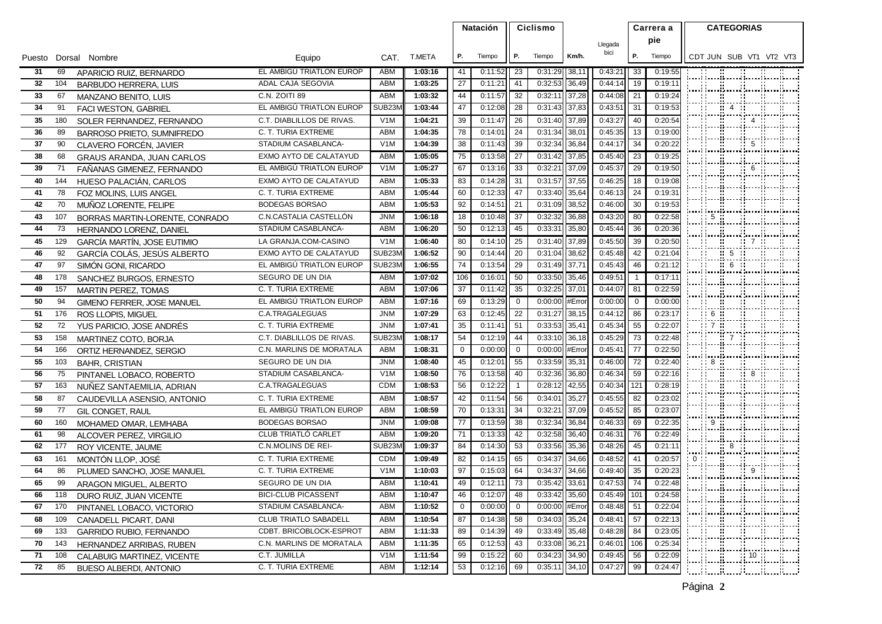| Puesto | Dorsal | Nombre | Equipo | CAT. | T.META | Natación P. | Natación Tiempo | Ciclismo P. | Ciclismo Tiempo | Km/h. | Llegada bici | Carrera a pie P. | Carrera a pie Tiempo | CDT | JUN | SUB | VT1 | VT2 | VT3 |
|---|---|---|---|---|---|---|---|---|---|---|---|---|---|---|---|---|---|---|---|
| 31 | 69 | APARICIO RUIZ, BERNARDO | EL AMBIGÚ TRIATLON EUROP | ABM | 1:03:16 | 41 | 0:11:52 | 23 | 0:31:29 | 38,11 | 0:43:21 | 33 | 0:19:55 | | | | | | |
| 32 | 104 | BARBUDO HERRERA, LUIS | ADAL CAJA SEGOVIA | ABM | 1:03:25 | 27 | 0:11:21 | 41 | 0:32:53 | 36,49 | 0:44:14 | 19 | 0:19:11 | | | | | | |
| 33 | 67 | MANZANO BENITO, LUIS | C.N. ZOITI 89 | ABM | 1:03:32 | 44 | 0:11:57 | 32 | 0:32:11 | 37,28 | 0:44:08 | 21 | 0:19:24 | | | | | | |
| 34 | 91 | FACI WESTON, GABRIEL | EL AMBIGÚ TRIATLON EUROP | SUB23M | 1:03:44 | 47 | 0:12:08 | 28 | 0:31:43 | 37,83 | 0:43:51 | 31 | 0:19:53 | | | 4 | | | |
| 35 | 180 | SOLER FERNANDEZ, FERNANDO | C.T. DIABLILLOS DE RIVAS. | V1M | 1:04:21 | 39 | 0:11:47 | 26 | 0:31:40 | 37,89 | 0:43:27 | 40 | 0:20:54 | | | | 4 | | |
| 36 | 89 | BARROSO PRIETO, SUMNIFREDO | C. T. TURIA EXTREME | ABM | 1:04:35 | 78 | 0:14:01 | 24 | 0:31:34 | 38,01 | 0:45:35 | 13 | 0:19:00 | | | | | | |
| 37 | 90 | CLAVERO FORCÉN, JAVIER | STADIUM CASABLANCA- | V1M | 1:04:39 | 38 | 0:11:43 | 39 | 0:32:34 | 36,84 | 0:44:17 | 34 | 0:20:22 | | | | 5 | | |
| 38 | 68 | GRAUS ARANDA, JUAN CARLOS | EXMO AYTO DE CALATAYUD | ABM | 1:05:05 | 75 | 0:13:58 | 27 | 0:31:42 | 37,85 | 0:45:40 | 23 | 0:19:25 | | | | | | |
| 39 | 71 | FAÑANAS GIMENEZ, FERNANDO | EL AMBIGÚ TRIATLON EUROP | V1M | 1:05:27 | 67 | 0:13:16 | 33 | 0:32:21 | 37,09 | 0:45:37 | 29 | 0:19:50 | | | | 6 | | |
| 40 | 144 | HUESO PALACIÁN, CARLOS | EXMO AYTO DE CALATAYUD | ABM | 1:05:33 | 83 | 0:14:28 | 31 | 0:31:57 | 37,55 | 0:46:25 | 18 | 0:19:08 | | | | | | |
| 41 | 78 | FOZ MOLINS, LUIS ANGEL | C. T. TURIA EXTREME | ABM | 1:05:44 | 60 | 0:12:33 | 47 | 0:33:40 | 35,64 | 0:46:13 | 24 | 0:19:31 | | | | | | |
| 42 | 70 | MUÑOZ LORENTE, FELIPE | BODEGAS BORSAO | ABM | 1:05:53 | 92 | 0:14:51 | 21 | 0:31:09 | 38,52 | 0:46:00 | 30 | 0:19:53 | | | | | | |
| 43 | 107 | BORRAS MARTIN-LORENTE, CONRADO | C.N.CASTALIA CASTELLÓN | JNM | 1:06:18 | 18 | 0:10:48 | 37 | 0:32:32 | 36,88 | 0:43:20 | 80 | 0:22:58 | | 5 | | | | |
| 44 | 73 | HERNANDO LORENZ, DANIEL | STADIUM CASABLANCA- | ABM | 1:06:20 | 50 | 0:12:13 | 45 | 0:33:31 | 35,80 | 0:45:44 | 36 | 0:20:36 | | | | | | |
| 45 | 129 | GARCÍA MARTÍN, JOSE EUTIMIO | LA GRANJA.COM-CASINO | V1M | 1:06:40 | 80 | 0:14:10 | 25 | 0:31:40 | 37,89 | 0:45:50 | 39 | 0:20:50 | | | | 7 | | |
| 46 | 92 | GARCÍA COLÁS, JESÚS ALBERTO | EXMO AYTO DE CALATAYUD | SUB23M | 1:06:52 | 90 | 0:14:44 | 20 | 0:31:04 | 38,62 | 0:45:48 | 42 | 0:21:04 | | | 5 | | | |
| 47 | 97 | SIMÓN GONI, RICARDO | EL AMBIGÚ TRIATLON EUROP | SUB23M | 1:06:55 | 74 | 0:13:54 | 29 | 0:31:49 | 37,71 | 0:45:43 | 46 | 0:21:12 | | | 6 | | | |
| 48 | 178 | SANCHEZ BURGOS, ERNESTO | SEGURO DE UN DIA | ABM | 1:07:02 | 106 | 0:16:01 | 50 | 0:33:50 | 35,46 | 0:49:51 | 1 | 0:17:11 | | | | | | |
| 49 | 157 | MARTIN PEREZ, TOMAS | C. T. TURIA EXTREME | ABM | 1:07:06 | 37 | 0:11:42 | 35 | 0:32:25 | 37,01 | 0:44:07 | 81 | 0:22:59 | | | | | | |
| 50 | 94 | GIMENO FERRER, JOSE MANUEL | EL AMBIGÚ TRIATLON EUROP | ABM | 1:07:16 | 69 | 0:13:29 | 0 | 0:00:00 | #Error | 0:00:00 | 0 | 0:00:00 | | | | | | |
| 51 | 176 | ROS LLOPIS, MIGUEL | C.A.TRAGALEGUAS | JNM | 1:07:29 | 63 | 0:12:45 | 22 | 0:31:27 | 38,15 | 0:44:12 | 86 | 0:23:17 | | 6 | | | | |
| 52 | 72 | YUS PARICIO, JOSE ANDRÉS | C. T. TURIA EXTREME | JNM | 1:07:41 | 35 | 0:11:41 | 51 | 0:33:53 | 35,41 | 0:45:34 | 55 | 0:22:07 | | 7 | | | | |
| 53 | 158 | MARTINEZ COTO, BORJA | C.T. DIABLILLOS DE RIVAS. | SUB23M | 1:08:17 | 54 | 0:12:19 | 44 | 0:33:10 | 36,18 | 0:45:29 | 73 | 0:22:48 | | | 7 | | | |
| 54 | 166 | ORTIZ HERNANDEZ, SERGIO | C.N. MARLINS DE MORATALA | ABM | 1:08:31 | 0 | 0:00:00 | 0 | 0:00:00 | #Error | 0:45:41 | 77 | 0:22:50 | | | | | | |
| 55 | 103 | BAHR, CRISTIAN | SEGURO DE UN DIA | JNM | 1:08:40 | 45 | 0:12:01 | 55 | 0:33:59 | 35,31 | 0:46:00 | 72 | 0:22:40 | | 8 | | | | |
| 56 | 75 | PINTANEL LOBACO, ROBERTO | STADIUM CASABLANCA- | V1M | 1:08:50 | 76 | 0:13:58 | 40 | 0:32:36 | 36,80 | 0:46:34 | 59 | 0:22:16 | | | | 8 | | |
| 57 | 163 | NUÑEZ SANTAEMILIA, ADRIAN | C.A.TRAGALEGUAS | CDM | 1:08:53 | 56 | 0:12:22 | 1 | 0:28:12 | 42,55 | 0:40:34 | 121 | 0:28:19 | | | | | | |
| 58 | 87 | CAUDEVILLA ASENSIO, ANTONIO | C. T. TURIA EXTREME | ABM | 1:08:57 | 42 | 0:11:54 | 56 | 0:34:01 | 35,27 | 0:45:55 | 82 | 0:23:02 | | | | | | |
| 59 | 77 | GIL CONGET, RAUL | EL AMBIGÚ TRIATLON EUROP | ABM | 1:08:59 | 70 | 0:13:31 | 34 | 0:32:21 | 37,09 | 0:45:52 | 85 | 0:23:07 | | | | | | |
| 60 | 160 | MOHAMED OMAR, LEMHABA | BODEGAS BORSAO | JNM | 1:09:08 | 77 | 0:13:59 | 38 | 0:32:34 | 36,84 | 0:46:33 | 69 | 0:22:35 | | 9 | | | | |
| 61 | 98 | ALCOVER PEREZ, VIRGILIO | CLUB TRIATLÓ CARLET | ABM | 1:09:20 | 71 | 0:13:33 | 42 | 0:32:58 | 36,40 | 0:46:31 | 76 | 0:22:49 | | | | | | |
| 62 | 177 | ROY VICENTE, JAUME | C.N.MOLINS DE REI- | SUB23M | 1:09:37 | 84 | 0:14:30 | 53 | 0:33:56 | 35,36 | 0:48:26 | 45 | 0:21:11 | | | 8 | | | |
| 63 | 161 | MONTÓN LLOP, JOSÉ | C. T. TURIA EXTREME | CDM | 1:09:49 | 82 | 0:14:15 | 65 | 0:34:37 | 34,66 | 0:48:52 | 41 | 0:20:57 | 0 | | | | | |
| 64 | 86 | PLUMED SANCHO, JOSE MANUEL | C. T. TURIA EXTREME | V1M | 1:10:03 | 97 | 0:15:03 | 64 | 0:34:37 | 34,66 | 0:49:40 | 35 | 0:20:23 | | | | 9 | | |
| 65 | 99 | ARAGON MIGUEL, ALBERTO | SEGURO DE UN DIA | ABM | 1:10:41 | 49 | 0:12:11 | 73 | 0:35:42 | 33,61 | 0:47:53 | 74 | 0:22:48 | | | | | | |
| 66 | 118 | DURO RUIZ, JUAN VICENTE | BICI-CLUB PICASSENT | ABM | 1:10:47 | 46 | 0:12:07 | 48 | 0:33:42 | 35,60 | 0:45:49 | 101 | 0:24:58 | | | | | | |
| 67 | 170 | PINTANEL LOBACO, VICTORIO | STADIUM CASABLANCA- | ABM | 1:10:52 | 0 | 0:00:00 | 0 | 0:00:00 | #Error | 0:48:48 | 51 | 0:22:04 | | | | | | |
| 68 | 109 | CANADELL PICART, DANI | CLUB TRIATLO SABADELL | ABM | 1:10:54 | 87 | 0:14:38 | 58 | 0:34:03 | 35,24 | 0:48:41 | 57 | 0:22:13 | | | | | | |
| 69 | 133 | GARRIDO RUBIO, FERNANDO | CDBT. BRICOBLOCK-ESPROT | ABM | 1:11:33 | 89 | 0:14:39 | 49 | 0:33:49 | 35,48 | 0:48:28 | 84 | 0:23:05 | | | | | | |
| 70 | 143 | HERNANDEZ ARRIBAS, RUBEN | C.N. MARLINS DE MORATALA | ABM | 1:11:35 | 65 | 0:12:53 | 43 | 0:33:08 | 36,21 | 0:46:01 | 106 | 0:25:34 | | | | | | |
| 71 | 108 | CALABUIG MARTINEZ, VICENTE | C.T. JUMILLA | V1M | 1:11:54 | 99 | 0:15:22 | 60 | 0:34:23 | 34,90 | 0:49:45 | 56 | 0:22:09 | | | | 10 | | |
| 72 | 85 | BUESO ALBERDI, ANTONIO | C. T. TURIA EXTREME | ABM | 1:12:14 | 53 | 0:12:16 | 69 | 0:35:11 | 34,10 | 0:47:27 | 99 | 0:24:47 | | | | | | |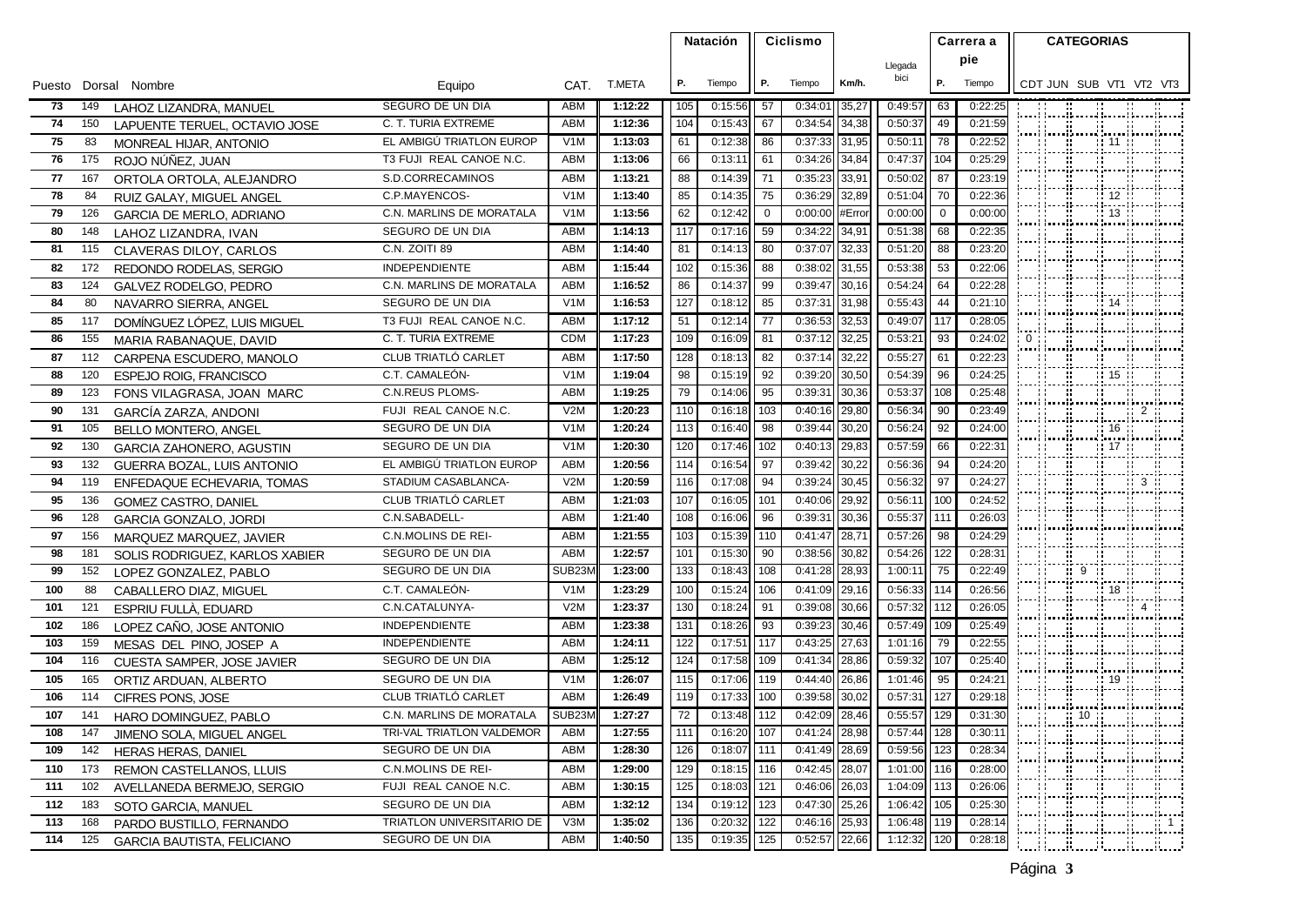| Puesto | Dorsal | Nombre | Equipo | CAT. | T.META | Natación P. | Natación Tiempo | Ciclismo P. | Ciclismo Tiempo | Km/h. | Llegada bici | Carrera a pie P. | Carrera a pie Tiempo | CDT | JUN | SUB | VT1 | VT2 | VT3 |
|---|---|---|---|---|---|---|---|---|---|---|---|---|---|---|---|---|---|---|---|
| 73 | 149 | LAHOZ LIZANDRA, MANUEL | SEGURO DE UN DIA | ABM | 1:12:22 | 105 | 0:15:56 | 57 | 0:34:01 | 35,27 | 0:49:57 | 63 | 0:22:25 | | | | | | |
| 74 | 150 | LAPUENTE TERUEL, OCTAVIO JOSE | C. T. TURIA EXTREME | ABM | 1:12:36 | 104 | 0:15:43 | 67 | 0:34:54 | 34,38 | 0:50:37 | 49 | 0:21:59 | | | | | | |
| 75 | 83 | MONREAL HIJAR, ANTONIO | EL AMBIGÚ TRIATLON EUROP | V1M | 1:13:03 | 61 | 0:12:38 | 86 | 0:37:33 | 31,95 | 0:50:11 | 78 | 0:22:52 | | | | 11 | | |
| 76 | 175 | ROJO NÚÑEZ, JUAN | T3 FUJI REAL CANOE N.C. | ABM | 1:13:06 | 66 | 0:13:11 | 61 | 0:34:26 | 34,84 | 0:47:37 | 104 | 0:25:29 | | | | | | |
| 77 | 167 | ORTOLA ORTOLA, ALEJANDRO | S.D.CORRECAMINOS | ABM | 1:13:21 | 88 | 0:14:39 | 71 | 0:35:23 | 33,91 | 0:50:02 | 87 | 0:23:19 | | | | | | |
| 78 | 84 | RUIZ GALAY, MIGUEL ANGEL | C.P.MAYENCOS- | V1M | 1:13:40 | 85 | 0:14:35 | 75 | 0:36:29 | 32,89 | 0:51:04 | 70 | 0:22:36 | | | | 12 | | |
| 79 | 126 | GARCIA DE MERLO, ADRIANO | C.N. MARLINS DE MORATALA | V1M | 1:13:56 | 62 | 0:12:42 | 0 | 0:00:00 | #Error | 0:00:00 | 0 | 0:00:00 | | | | 13 | | |
| 80 | 148 | LAHOZ LIZANDRA, IVAN | SEGURO DE UN DIA | ABM | 1:14:13 | 117 | 0:17:16 | 59 | 0:34:22 | 34,91 | 0:51:38 | 68 | 0:22:35 | | | | | | |
| 81 | 115 | CLAVERAS DILOY, CARLOS | C.N. ZOITI 89 | ABM | 1:14:40 | 81 | 0:14:13 | 80 | 0:37:07 | 32,33 | 0:51:20 | 88 | 0:23:20 | | | | | | |
| 82 | 172 | REDONDO RODELAS, SERGIO | INDEPENDIENTE | ABM | 1:15:44 | 102 | 0:15:36 | 88 | 0:38:02 | 31,55 | 0:53:38 | 53 | 0:22:06 | | | | | | |
| 83 | 124 | GALVEZ RODELGO, PEDRO | C.N. MARLINS DE MORATALA | ABM | 1:16:52 | 86 | 0:14:37 | 99 | 0:39:47 | 30,16 | 0:54:24 | 64 | 0:22:28 | | | | | | |
| 84 | 80 | NAVARRO SIERRA, ANGEL | SEGURO DE UN DIA | V1M | 1:16:53 | 127 | 0:18:12 | 85 | 0:37:31 | 31,98 | 0:55:43 | 44 | 0:21:10 | | | | 14 | | |
| 85 | 117 | DOMÍNGUEZ LÓPEZ, LUIS MIGUEL | T3 FUJI REAL CANOE N.C. | ABM | 1:17:12 | 51 | 0:12:14 | 77 | 0:36:53 | 32,53 | 0:49:07 | 117 | 0:28:05 | | | | | | |
| 86 | 155 | MARIA RABANAQUE, DAVID | C. T. TURIA EXTREME | CDM | 1:17:23 | 109 | 0:16:09 | 81 | 0:37:12 | 32,25 | 0:53:21 | 93 | 0:24:02 | 0 | | | | | |
| 87 | 112 | CARPENA ESCUDERO, MANOLO | CLUB TRIATLÓ CARLET | ABM | 1:17:50 | 128 | 0:18:13 | 82 | 0:37:14 | 32,22 | 0:55:27 | 61 | 0:22:23 | | | | | | |
| 88 | 120 | ESPEJO ROIG, FRANCISCO | C.T. CAMALEÓN- | V1M | 1:19:04 | 98 | 0:15:19 | 92 | 0:39:20 | 30,50 | 0:54:39 | 96 | 0:24:25 | | | | 15 | | |
| 89 | 123 | FONS VILAGRASA, JOAN MARC | C.N.REUS PLOMS- | ABM | 1:19:25 | 79 | 0:14:06 | 95 | 0:39:31 | 30,36 | 0:53:37 | 108 | 0:25:48 | | | | | | |
| 90 | 131 | GARCÍA ZARZA, ANDONI | FUJI REAL CANOE N.C. | V2M | 1:20:23 | 110 | 0:16:18 | 103 | 0:40:16 | 29,80 | 0:56:34 | 90 | 0:23:49 | | | | | 2 | |
| 91 | 105 | BELLO MONTERO, ANGEL | SEGURO DE UN DIA | V1M | 1:20:24 | 113 | 0:16:40 | 98 | 0:39:44 | 30,20 | 0:56:24 | 92 | 0:24:00 | | | | 16 | | |
| 92 | 130 | GARCIA ZAHONERO, AGUSTIN | SEGURO DE UN DIA | V1M | 1:20:30 | 120 | 0:17:46 | 102 | 0:40:13 | 29,83 | 0:57:59 | 66 | 0:22:31 | | | | 17 | | |
| 93 | 132 | GUERRA BOZAL, LUIS ANTONIO | EL AMBIGÚ TRIATLON EUROP | ABM | 1:20:56 | 114 | 0:16:54 | 97 | 0:39:42 | 30,22 | 0:56:36 | 94 | 0:24:20 | | | | | | |
| 94 | 119 | ENFEDAQUE ECHEVARIA, TOMAS | STADIUM CASABLANCA- | V2M | 1:20:59 | 116 | 0:17:08 | 94 | 0:39:24 | 30,45 | 0:56:32 | 97 | 0:24:27 | | | | | 3 | |
| 95 | 136 | GOMEZ CASTRO, DANIEL | CLUB TRIATLÓ CARLET | ABM | 1:21:03 | 107 | 0:16:05 | 101 | 0:40:06 | 29,92 | 0:56:11 | 100 | 0:24:52 | | | | | | |
| 96 | 128 | GARCIA GONZALO, JORDI | C.N.SABADELL- | ABM | 1:21:40 | 108 | 0:16:06 | 96 | 0:39:31 | 30,36 | 0:55:37 | 111 | 0:26:03 | | | | | | |
| 97 | 156 | MARQUEZ MARQUEZ, JAVIER | C.N.MOLINS DE REI- | ABM | 1:21:55 | 103 | 0:15:39 | 110 | 0:41:47 | 28,71 | 0:57:26 | 98 | 0:24:29 | | | | | | |
| 98 | 181 | SOLIS RODRIGUEZ, KARLOS XABIER | SEGURO DE UN DIA | ABM | 1:22:57 | 101 | 0:15:30 | 90 | 0:38:56 | 30,82 | 0:54:26 | 122 | 0:28:31 | | | | | | |
| 99 | 152 | LOPEZ GONZALEZ, PABLO | SEGURO DE UN DIA | SUB23M | 1:23:00 | 133 | 0:18:43 | 108 | 0:41:28 | 28,93 | 1:00:11 | 75 | 0:22:49 | | | 9 | | | |
| 100 | 88 | CABALLERO DIAZ, MIGUEL | C.T. CAMALEÓN- | V1M | 1:23:29 | 100 | 0:15:24 | 106 | 0:41:09 | 29,16 | 0:56:33 | 114 | 0:26:56 | | | | 18 | | |
| 101 | 121 | ESPRIU FULLÀ, EDUARD | C.N.CATALUNYA- | V2M | 1:23:37 | 130 | 0:18:24 | 91 | 0:39:08 | 30,66 | 0:57:32 | 112 | 0:26:05 | | | | | 4 | |
| 102 | 186 | LOPEZ CAÑO, JOSE ANTONIO | INDEPENDIENTE | ABM | 1:23:38 | 131 | 0:18:26 | 93 | 0:39:23 | 30,46 | 0:57:49 | 109 | 0:25:49 | | | | | | |
| 103 | 159 | MESAS DEL PINO, JOSEP A | INDEPENDIENTE | ABM | 1:24:11 | 122 | 0:17:51 | 117 | 0:43:25 | 27,63 | 1:01:16 | 79 | 0:22:55 | | | | | | |
| 104 | 116 | CUESTA SAMPER, JOSE JAVIER | SEGURO DE UN DIA | ABM | 1:25:12 | 124 | 0:17:58 | 109 | 0:41:34 | 28,86 | 0:59:32 | 107 | 0:25:40 | | | | | | |
| 105 | 165 | ORTIZ ARDUAN, ALBERTO | SEGURO DE UN DIA | V1M | 1:26:07 | 115 | 0:17:06 | 119 | 0:44:40 | 26,86 | 1:01:46 | 95 | 0:24:21 | | | | 19 | | |
| 106 | 114 | CIFRES PONS, JOSE | CLUB TRIATLÓ CARLET | ABM | 1:26:49 | 119 | 0:17:33 | 100 | 0:39:58 | 30,02 | 0:57:31 | 127 | 0:29:18 | | | | | | |
| 107 | 141 | HARO DOMINGUEZ, PABLO | C.N. MARLINS DE MORATALA | SUB23M | 1:27:27 | 72 | 0:13:48 | 112 | 0:42:09 | 28,46 | 0:55:57 | 129 | 0:31:30 | | | 10 | | | |
| 108 | 147 | JIMENO SOLA, MIGUEL ANGEL | TRI-VAL TRIATLON VALDEMOR | ABM | 1:27:55 | 111 | 0:16:20 | 107 | 0:41:24 | 28,98 | 0:57:44 | 128 | 0:30:11 | | | | | | |
| 109 | 142 | HERAS HERAS, DANIEL | SEGURO DE UN DIA | ABM | 1:28:30 | 126 | 0:18:07 | 111 | 0:41:49 | 28,69 | 0:59:56 | 123 | 0:28:34 | | | | | | |
| 110 | 173 | REMON CASTELLANOS, LLUIS | C.N.MOLINS DE REI- | ABM | 1:29:00 | 129 | 0:18:15 | 116 | 0:42:45 | 28,07 | 1:01:00 | 116 | 0:28:00 | | | | | | |
| 111 | 102 | AVELLANEDA BERMEJO, SERGIO | FUJI REAL CANOE N.C. | ABM | 1:30:15 | 125 | 0:18:03 | 121 | 0:46:06 | 26,03 | 1:04:09 | 113 | 0:26:06 | | | | | | |
| 112 | 183 | SOTO GARCIA, MANUEL | SEGURO DE UN DIA | ABM | 1:32:12 | 134 | 0:19:12 | 123 | 0:47:30 | 25,26 | 1:06:42 | 105 | 0:25:30 | | | | | | |
| 113 | 168 | PARDO BUSTILLO, FERNANDO | TRIATLON UNIVERSITARIO DE | V3M | 1:35:02 | 136 | 0:20:32 | 122 | 0:46:16 | 25,93 | 1:06:48 | 119 | 0:28:14 | | | | | | 1 |
| 114 | 125 | GARCIA BAUTISTA, FELICIANO | SEGURO DE UN DIA | ABM | 1:40:50 | 135 | 0:19:35 | 125 | 0:52:57 | 22,66 | 1:12:32 | 120 | 0:28:18 | | | | | | |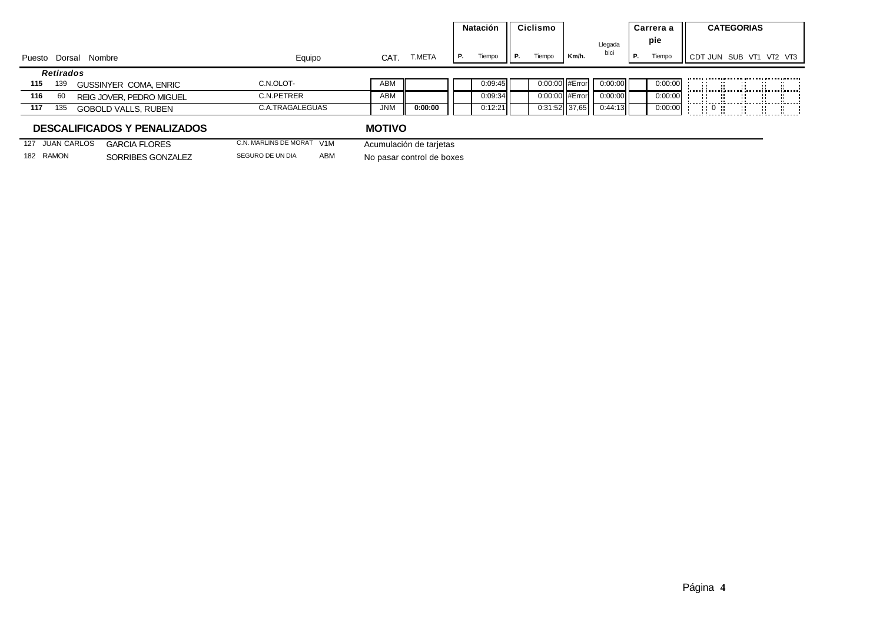| Puesto | Dorsal | Nombre | Equipo | CAT. | T.META | Natación P. | Natación Tiempo | Ciclismo P. | Ciclismo Tiempo | Km/h. | Llegada bici | Carrera a pie P. | Carrera a pie Tiempo | CATEGORIAS CDT | JUN | SUB | VT1 | VT2 | VT3 |
|---|---|---|---|---|---|---|---|---|---|---|---|---|---|---|---|---|---|---|---|
| ***Retirados*** | | | | | | | | | | | | | | | | | | | |
| **115** | 139 | GUSSINYER COMA, ENRIC | C.N.OLOT- | ABM | | | 0:09:45 | | 0:00:00 | #Error | 0:00:00 | | 0:00:00 | | | | | | |
| **116** | 60 | REIG JOVER, PEDRO MIGUEL | C.N.PETRER | ABM | | | 0:09:34 | | 0:00:00 | #Error | 0:00:00 | | 0:00:00 | | | | | | |
| **117** | 135 | GOBOLD VALLS, RUBEN | C.A.TRAGALEGUAS | JNM | **0:00:00** | | 0:12:21 | | 0:31:52 | 37,65 | 0:44:13 | | 0:00:00 | | 0 | | | | |

## DESCALIFICADOS Y PENALIZADOS

| Dorsal | Nombre | Apellidos | Equipo | CAT. | MOTIVO |
|---|---|---|---|---|---|
| 127 | JUAN CARLOS | GARCIA FLORES | C.N. MARLINS DE MORAT | V1M | Acumulación de tarjetas |
| 182 | RAMON | SORRIBES GONZALEZ | SEGURO DE UN DIA | ABM | No pasar control de boxes |